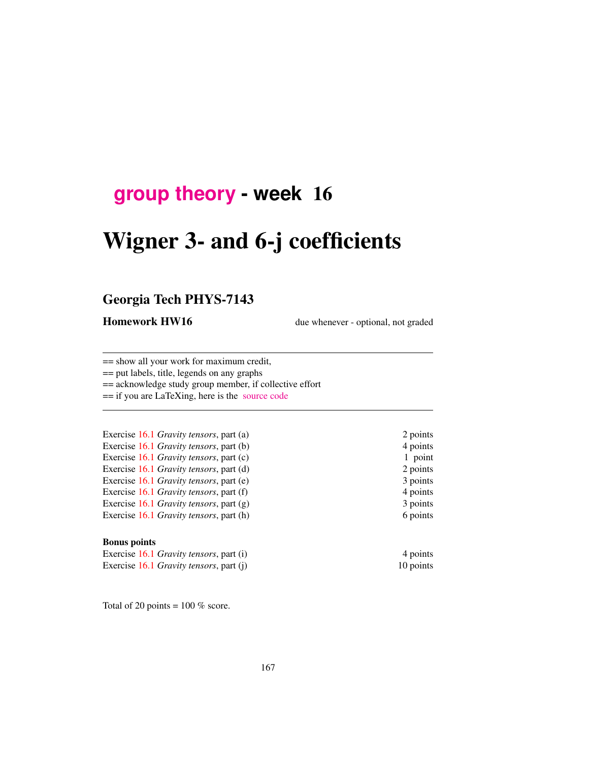# group theory - week 16

# Wigner 3- and 6-j coefficients

## Georgia Tech PHYS-7143

**Homework HW16** due whenever - optional, not graded

---

== show all your work for maximum credit,
== put labels, title, legends on any graphs
== acknowledge study group member, if collective effort
== if you are LaTeXing, here is the source code

---

| | |
|---|---|
| Exercise 16.1 *Gravity tensors*, part (a) | 2 points |
| Exercise 16.1 *Gravity tensors*, part (b) | 4 points |
| Exercise 16.1 *Gravity tensors*, part (c) | 1 point |
| Exercise 16.1 *Gravity tensors*, part (d) | 2 points |
| Exercise 16.1 *Gravity tensors*, part (e) | 3 points |
| Exercise 16.1 *Gravity tensors*, part (f) | 4 points |
| Exercise 16.1 *Gravity tensors*, part (g) | 3 points |
| Exercise 16.1 *Gravity tensors*, part (h) | 6 points |

**Bonus points**

| | |
|---|---|
| Exercise 16.1 *Gravity tensors*, part (i) | 4 points |
| Exercise 16.1 *Gravity tensors*, part (j) | 10 points |

Total of 20 points = 100 % score.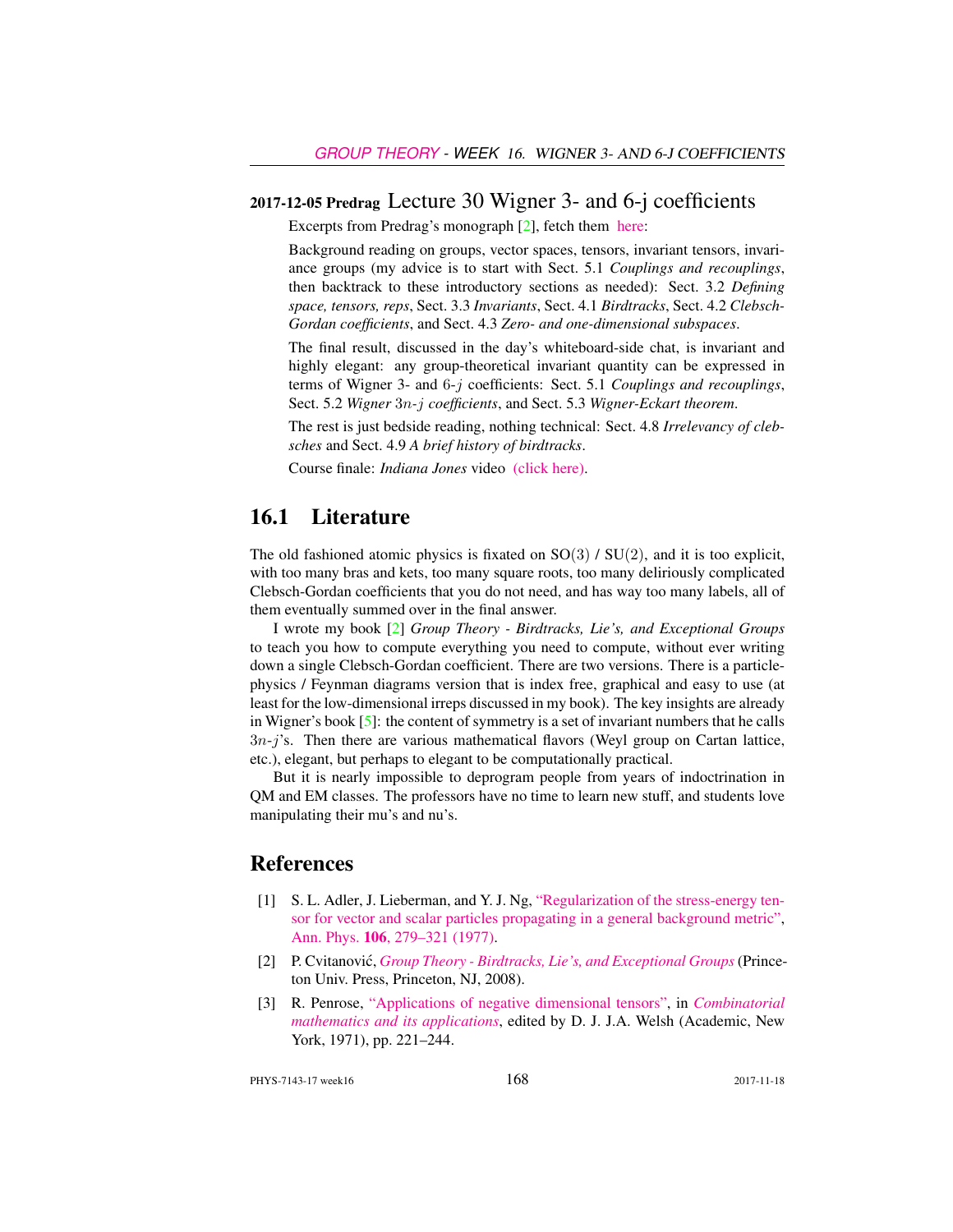## 2017-12-05 Predrag Lecture 30 Wigner 3- and 6-j coefficients

Excerpts from Predrag's monograph [2], fetch them here:

Background reading on groups, vector spaces, tensors, invariant tensors, invariance groups (my advice is to start with Sect. 5.1 *Couplings and recouplings*, then backtrack to these introductory sections as needed): Sect. 3.2 *Defining space, tensors, reps*, Sect. 3.3 *Invariants*, Sect. 4.1 *Birdtracks*, Sect. 4.2 *Clebsch-Gordan coefficients*, and Sect. 4.3 *Zero- and one-dimensional subspaces*.

The final result, discussed in the day's whiteboard-side chat, is invariant and highly elegant: any group-theoretical invariant quantity can be expressed in terms of Wigner 3- and $6$-$j$ coefficients: Sect. 5.1 *Couplings and recouplings*, Sect. 5.2 *Wigner* $3n$-$j$ *coefficients*, and Sect. 5.3 *Wigner-Eckart theorem*.

The rest is just bedside reading, nothing technical: Sect. 4.8 *Irrelevancy of clebsches* and Sect. 4.9 *A brief history of birdtracks*.

Course finale: *Indiana Jones* video (click here).

## 16.1 Literature

The old fashioned atomic physics is fixated on $\mathrm{SO}(3)$ / $\mathrm{SU}(2)$, and it is too explicit, with too many bras and kets, too many square roots, too many deliriously complicated Clebsch-Gordan coefficients that you do not need, and has way too many labels, all of them eventually summed over in the final answer.

I wrote my book [2] *Group Theory - Birdtracks, Lie's, and Exceptional Groups* to teach you how to compute everything you need to compute, without ever writing down a single Clebsch-Gordan coefficient. There are two versions. There is a particle-physics / Feynman diagrams version that is index free, graphical and easy to use (at least for the low-dimensional irreps discussed in my book). The key insights are already in Wigner's book [5]: the content of symmetry is a set of invariant numbers that he calls $3n$-$j$'s. Then there are various mathematical flavors (Weyl group on Cartan lattice, etc.), elegant, but perhaps to elegant to be computationally practical.

But it is nearly impossible to deprogram people from years of indoctrination in QM and EM classes. The professors have no time to learn new stuff, and students love manipulating their mu's and nu's.

## References

[1] S. L. Adler, J. Lieberman, and Y. J. Ng, "Regularization of the stress-energy tensor for vector and scalar particles propagating in a general background metric", Ann. Phys. **106**, 279–321 (1977).

[2] P. Cvitanović, *Group Theory - Birdtracks, Lie's, and Exceptional Groups* (Princeton Univ. Press, Princeton, NJ, 2008).

[3] R. Penrose, "Applications of negative dimensional tensors", in *Combinatorial mathematics and its applications*, edited by D. J. J.A. Welsh (Academic, New York, 1971), pp. 221–244.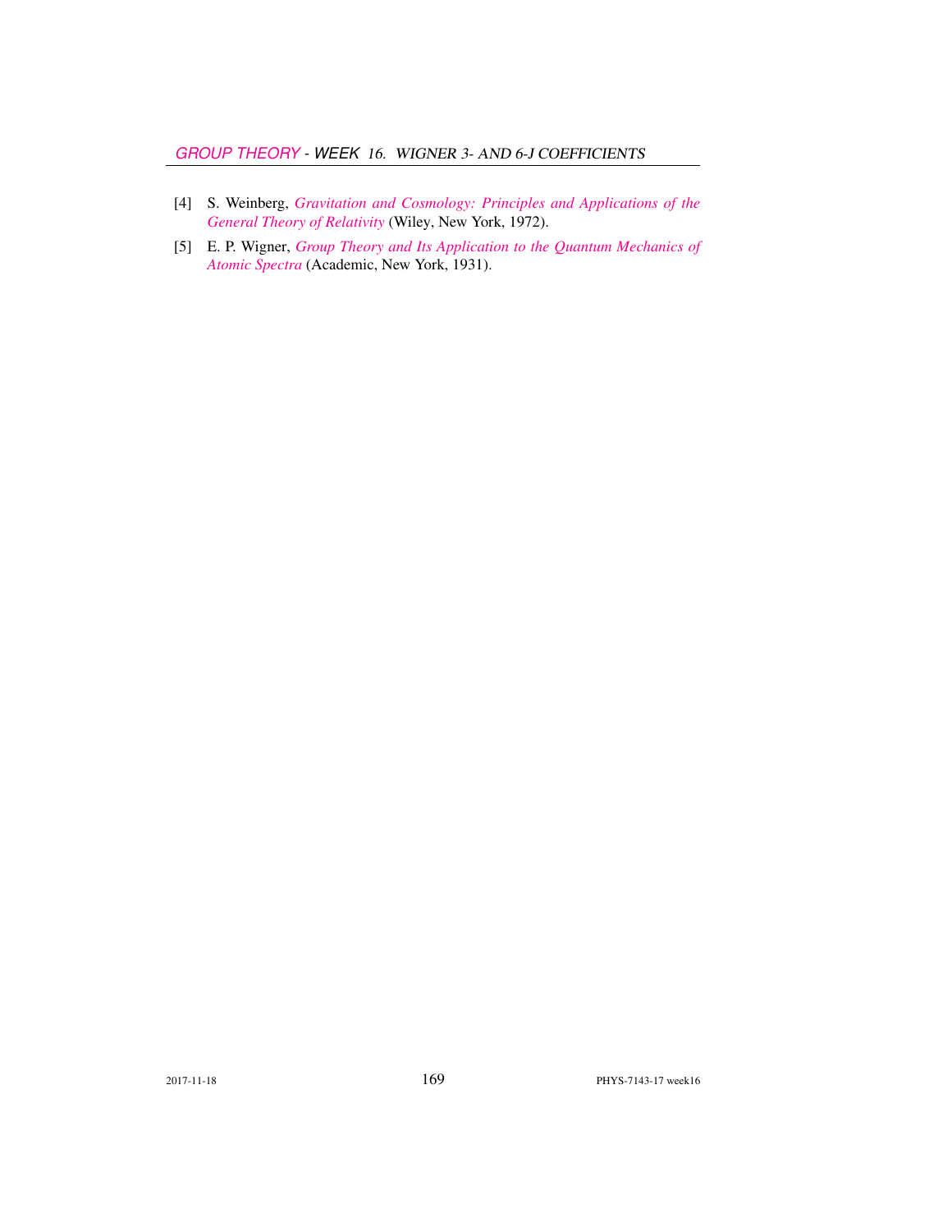[4] S. Weinberg, *Gravitation and Cosmology: Principles and Applications of the General Theory of Relativity* (Wiley, New York, 1972).

[5] E. P. Wigner, *Group Theory and Its Application to the Quantum Mechanics of Atomic Spectra* (Academic, New York, 1931).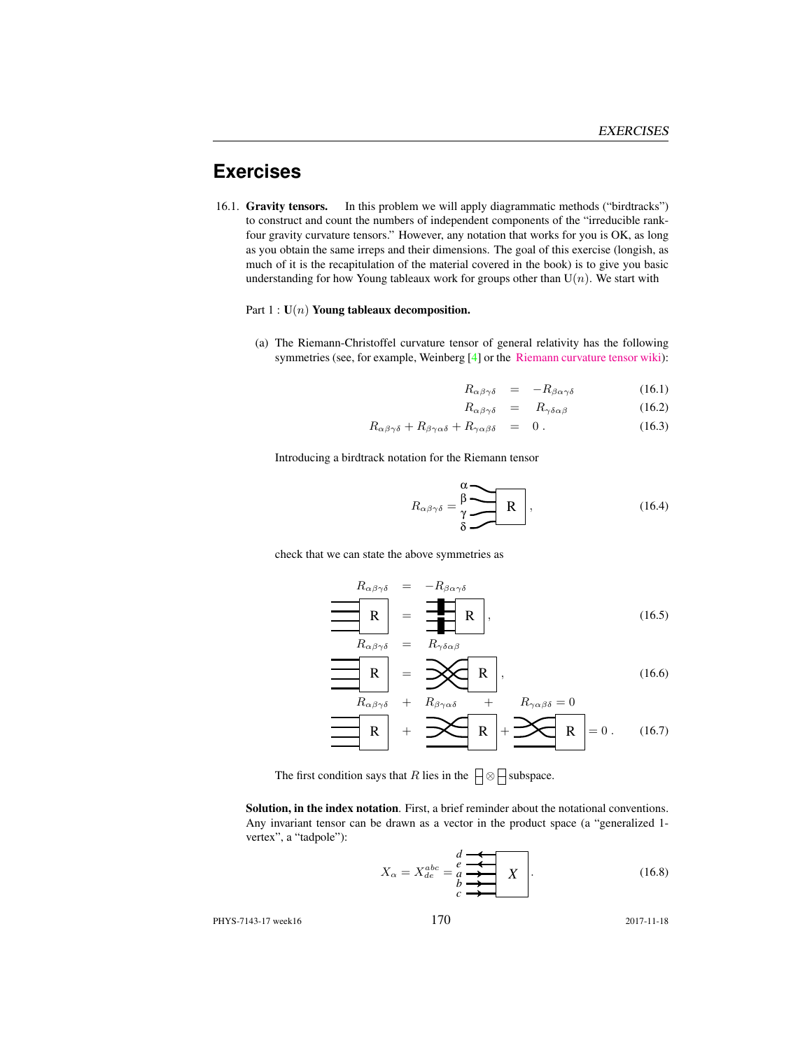# Exercises

16.1. **Gravity tensors.** In this problem we will apply diagrammatic methods ("birdtracks") to construct and count the numbers of independent components of the "irreducible rank-four gravity curvature tensors." However, any notation that works for you is OK, as long as you obtain the same irreps and their dimensions. The goal of this exercise (longish, as much of it is the recapitulation of the material covered in the book) is to give you basic understanding for how Young tableaux work for groups other than U$(n)$. We start with

Part 1 : **U$(n)$ Young tableaux decomposition.**

(a) The Riemann-Christoffel curvature tensor of general relativity has the following symmetries (see, for example, Weinberg [4] or the Riemann curvature tensor wiki):

$$R_{\alpha\beta\gamma\delta} = -R_{\beta\alpha\gamma\delta} \tag{16.1}$$

$$R_{\alpha\beta\gamma\delta} = R_{\gamma\delta\alpha\beta} \tag{16.2}$$

$$R_{\alpha\beta\gamma\delta} + R_{\beta\gamma\alpha\delta} + R_{\gamma\alpha\beta\delta} = 0 \,. \tag{16.3}$$

Introducing a birdtrack notation for the Riemann tensor

$$R_{\alpha\beta\gamma\delta} = [\text{birdtrack: lines } \alpha, \beta, \gamma, \delta \text{ entering box R}] \,, \tag{16.4}$$

check that we can state the above symmetries as

$$R_{\alpha\beta\gamma\delta} = -R_{\beta\alpha\gamma\delta}$$

$$[\text{R}] = [\text{antisymmetrizers on pairs, R}] \,, \tag{16.5}$$

$$R_{\alpha\beta\gamma\delta} = R_{\gamma\delta\alpha\beta}$$

$$[\text{R}] = [\text{crossed pairs, R}] \,, \tag{16.6}$$

$$R_{\alpha\beta\gamma\delta} + R_{\beta\gamma\alpha\delta} + R_{\gamma\alpha\beta\delta} = 0$$

$$[\text{R}] + [\text{permuted lines, R}] + [\text{permuted lines, R}] = 0 \,. \tag{16.7}$$

The first condition says that $R$ lies in the $\square\!\!\!\square \otimes \square\!\!\!\square$ subspace.

**Solution, in the index notation**. First, a brief reminder about the notational conventions. Any invariant tensor can be drawn as a vector in the product space (a "generalized 1-vertex", a "tadpole"):

$$X_\alpha = X^{abc}_{de} = [\text{birdtrack: lines } d, e, a, b, c \text{ entering box } X] \,. \tag{16.8}$$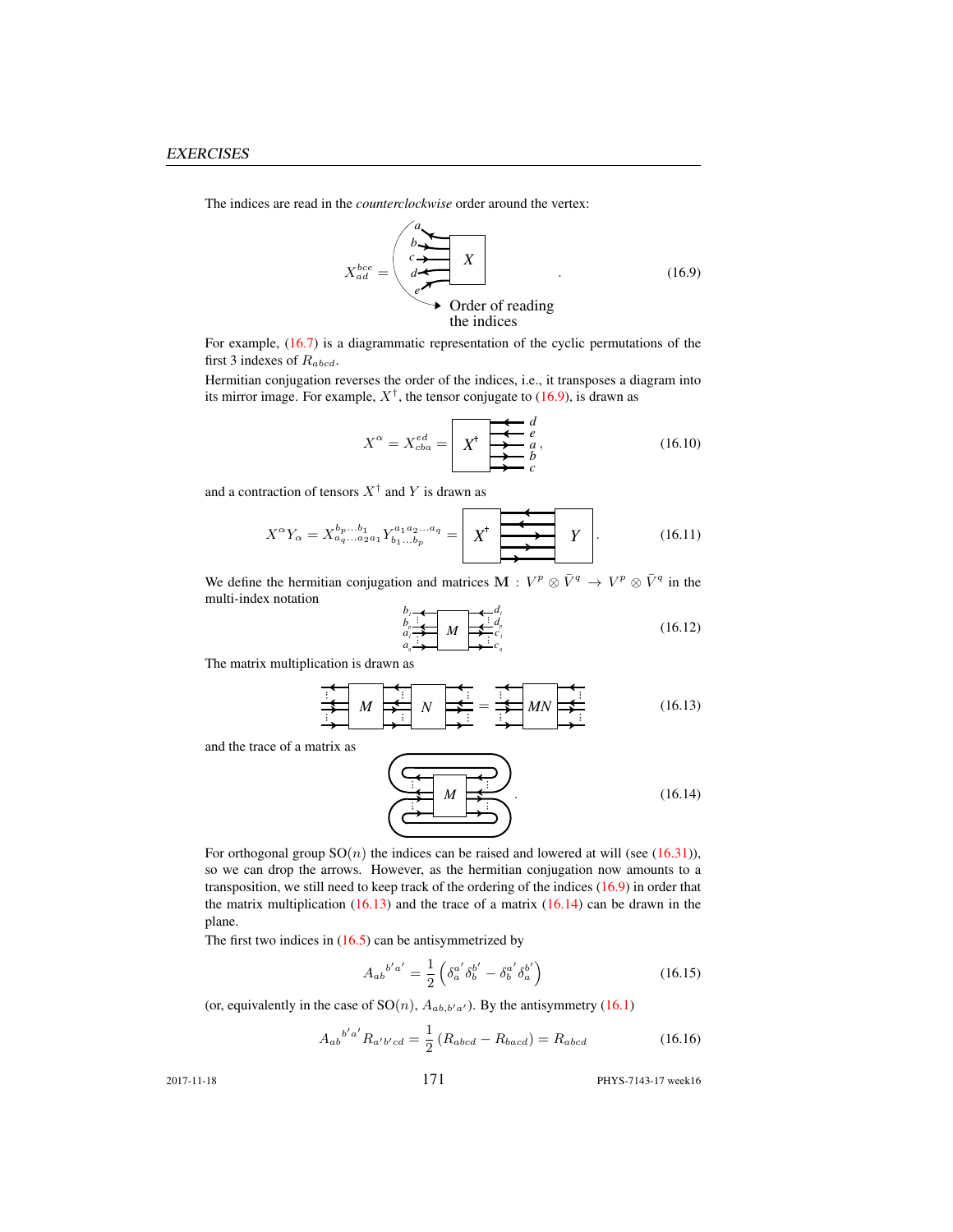The indices are read in the *counterclockwise* order around the vertex:

$$X_{ad}^{bce} = \quad . \tag{16.9}$$

Order of reading the indices

For example, (16.7) is a diagrammatic representation of the cyclic permutations of the first 3 indexes of $R_{abcd}$.

Hermitian conjugation reverses the order of the indices, i.e., it transposes a diagram into its mirror image. For example, $X^\dagger$, the tensor conjugate to (16.9), is drawn as

$$X^\alpha = X_{cba}^{ed} = \tag{16.10}$$

and a contraction of tensors $X^\dagger$ and $Y$ is drawn as

$$X^\alpha Y_\alpha = X_{a_q \ldots a_2 a_1}^{b_p \ldots b_1} Y_{b_1 \ldots b_p}^{a_1 a_2 \ldots a_q} = \quad . \tag{16.11}$$

We define the hermitian conjugation and matrices $\mathbf{M} : V^p \otimes \bar{V}^q \to V^p \otimes \bar{V}^q$ in the multi-index notation

$$\tag{16.12}$$

The matrix multiplication is drawn as

$$\tag{16.13}$$

and the trace of a matrix as

$$\quad . \tag{16.14}$$

For orthogonal group SO($n$) the indices can be raised and lowered at will (see (16.31)), so we can drop the arrows. However, as the hermitian conjugation now amounts to a transposition, we still need to keep track of the ordering of the indices (16.9) in order that the matrix multiplication (16.13) and the trace of a matrix (16.14) can be drawn in the plane.

The first two indices in (16.5) can be antisymmetrized by

$$A_{ab}{}^{b'a'} = \frac{1}{2}\left(\delta_a^{a'}\delta_b^{b'} - \delta_b^{a'}\delta_a^{b'}\right) \tag{16.15}$$

(or, equivalently in the case of SO($n$), $A_{ab,b'a'}$). By the antisymmetry (16.1)

$$A_{ab}{}^{b'a'} R_{a'b'cd} = \frac{1}{2}\left(R_{abcd} - R_{bacd}\right) = R_{abcd} \tag{16.16}$$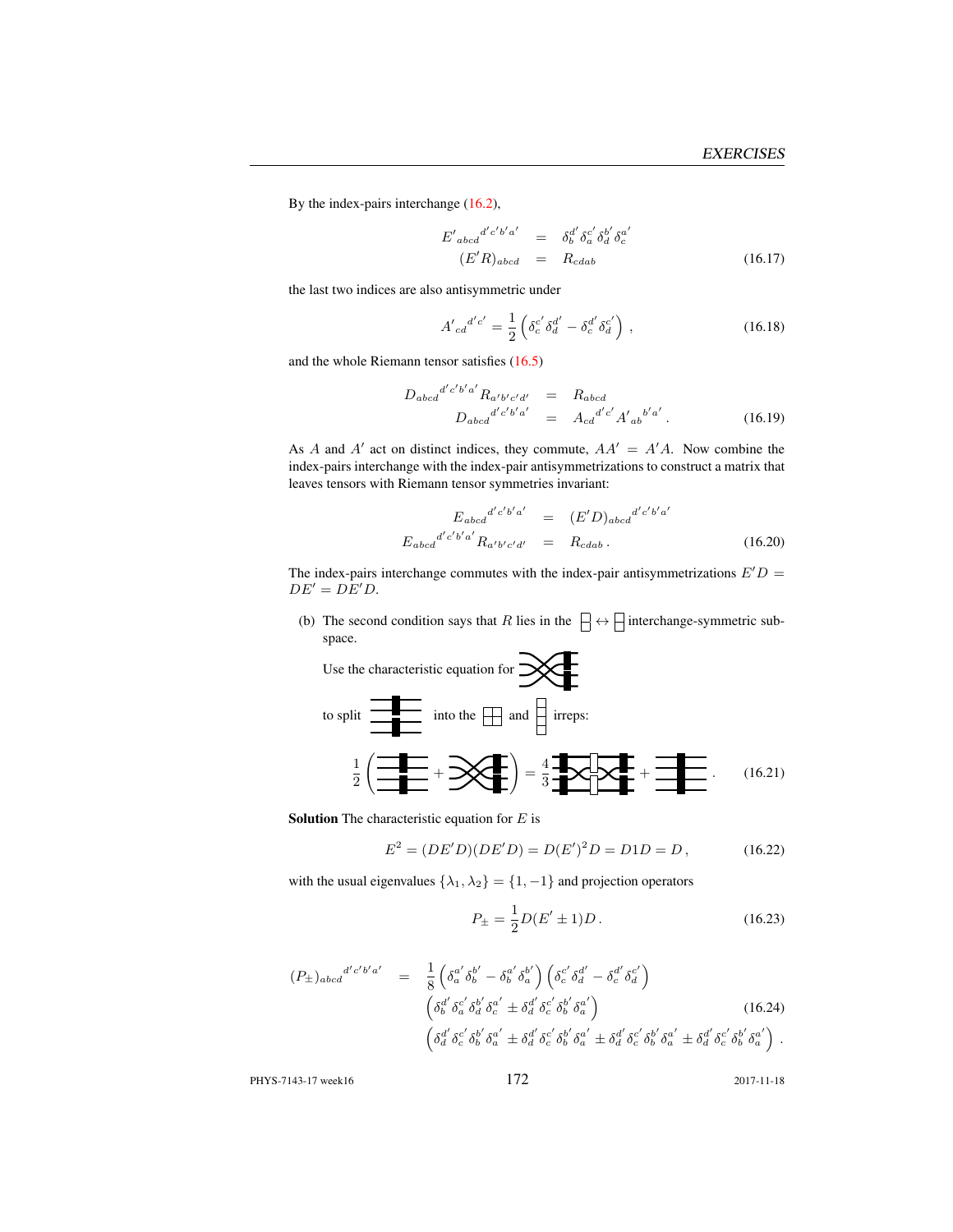By the index-pairs interchange (16.2),

$$\begin{aligned} E'{}_{abcd}{}^{d'c'b'a'} &= \delta_b^{d'}\delta_a^{c'}\delta_d^{b'}\delta_c^{a'} \\ (E'R)_{abcd} &= R_{cdab} \end{aligned} \tag{16.17}$$

the last two indices are also antisymmetric under

$$A'{}_{cd}{}^{d'c'} = \frac{1}{2}\left(\delta_c^{c'}\delta_d^{d'} - \delta_c^{d'}\delta_d^{c'}\right)\,, \tag{16.18}$$

and the whole Riemann tensor satisfies (16.5)

$$\begin{aligned} D_{abcd}{}^{d'c'b'a'}R_{a'b'c'd'} &= R_{abcd} \\ D_{abcd}{}^{d'c'b'a'} &= A_{cd}{}^{d'c'}A'{}_{ab}{}^{b'a'}\,. \end{aligned} \tag{16.19}$$

As $A$ and $A'$ act on distinct indices, they commute, $AA' = A'A$. Now combine the index-pairs interchange with the index-pair antisymmetrizations to construct a matrix that leaves tensors with Riemann tensor symmetries invariant:

$$\begin{aligned} E_{abcd}{}^{d'c'b'a'} &= (E'D)_{abcd}{}^{d'c'b'a'} \\ E_{abcd}{}^{d'c'b'a'}R_{a'b'c'd'} &= R_{cdab}\,. \end{aligned} \tag{16.20}$$

The index-pairs interchange commutes with the index-pair antisymmetrizations $E'D = DE' = DE'D$.

(b) The second condition says that $R$ lies in the [Young diagram] $\leftrightarrow$ [Young diagram] interchange-symmetric subspace.

Use the characteristic equation for [birdtrack diagram]

to split [birdtrack diagram] into the [Young diagram] and [Young diagram] irreps:

$$\frac{1}{2}\left([\text{diagram}] + [\text{diagram}]\right) = \frac{4}{3}[\text{diagram}] + [\text{diagram}]\,. \tag{16.21}$$

**Solution** The characteristic equation for $E$ is

$$E^2 = (DE'D)(DE'D) = D(E')^2D = D1D = D\,, \tag{16.22}$$

with the usual eigenvalues $\{\lambda_1, \lambda_2\} = \{1, -1\}$ and projection operators

$$P_\pm = \frac{1}{2}D(E' \pm 1)D\,. \tag{16.23}$$

$$\begin{aligned} (P_\pm)_{abcd}{}^{d'c'b'a'} &= \frac{1}{8}\left(\delta_a^{a'}\delta_b^{b'} - \delta_b^{a'}\delta_a^{b'}\right)\left(\delta_c^{c'}\delta_d^{d'} - \delta_c^{d'}\delta_d^{c'}\right) \\ &\quad \left(\delta_b^{d'}\delta_a^{c'}\delta_d^{b'}\delta_c^{a'} \pm \delta_d^{d'}\delta_c^{c'}\delta_b^{b'}\delta_a^{a'}\right) \\ &\quad \left(\delta_d^{d'}\delta_c^{c'}\delta_b^{b'}\delta_a^{a'} \pm \delta_d^{d'}\delta_c^{c'}\delta_b^{b'}\delta_a^{a'} \pm \delta_d^{d'}\delta_c^{c'}\delta_b^{b'}\delta_a^{a'} \pm \delta_d^{d'}\delta_c^{c'}\delta_b^{b'}\delta_a^{a'}\right)\,. \end{aligned} \tag{16.24}$$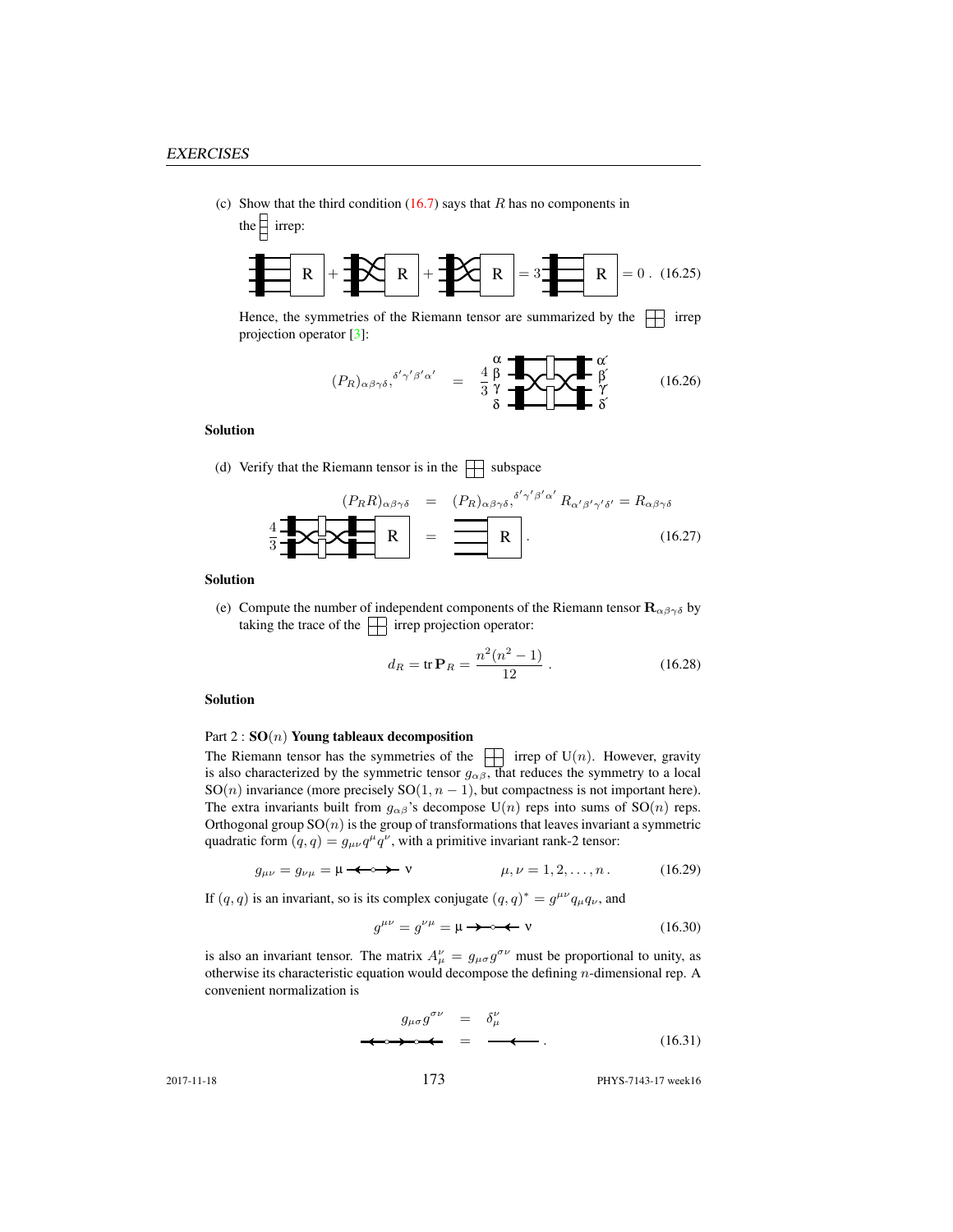(c) Show that the third condition (16.7) says that $R$ has no components in the $\begin{smallmatrix}\square\\\square\\\square\end{smallmatrix}$ irrep:

$$\text{[birdtrack diagram]} = 3\,\text{[birdtrack diagram]} = 0\,. \qquad (16.25)$$

Hence, the symmetries of the Riemann tensor are summarized by the $\begin{smallmatrix}\square\square\\\square\square\end{smallmatrix}$ irrep projection operator [3]:

$$(P_R)_{\alpha\beta\gamma\delta,}{}^{\delta'\gamma'\beta'\alpha'} \quad = \quad \frac{4}{3}\,\text{[birdtrack diagram]} \qquad (16.26)$$

**Solution**

(d) Verify that the Riemann tensor is in the $\begin{smallmatrix}\square\square\\\square\square\end{smallmatrix}$ subspace

$$(P_R R)_{\alpha\beta\gamma\delta} \quad = \quad (P_R)_{\alpha\beta\gamma\delta,}{}^{\delta'\gamma'\beta'\alpha'}\, R_{\alpha'\beta'\gamma'\delta'} = R_{\alpha\beta\gamma\delta}$$

$$\frac{4}{3}\,\text{[birdtrack diagram]} \quad = \quad \text{[birdtrack diagram]}\,. \qquad (16.27)$$

**Solution**

(e) Compute the number of independent components of the Riemann tensor $\mathbf{R}_{\alpha\beta\gamma\delta}$ by taking the trace of the $\begin{smallmatrix}\square\square\\\square\square\end{smallmatrix}$ irrep projection operator:

$$d_R = \operatorname{tr}\mathbf{P}_R = \frac{n^2(n^2-1)}{12}\,. \qquad (16.28)$$

**Solution**

Part 2 : $\mathbf{SO}(n)$ **Young tableaux decomposition**

The Riemann tensor has the symmetries of the $\begin{smallmatrix}\square\square\\\square\square\end{smallmatrix}$ irrep of $\mathrm{U}(n)$. However, gravity is also characterized by the symmetric tensor $g_{\alpha\beta}$, that reduces the symmetry to a local $\mathrm{SO}(n)$ invariance (more precisely $\mathrm{SO}(1, n-1)$, but compactness is not important here). The extra invariants built from $g_{\alpha\beta}$'s decompose $\mathrm{U}(n)$ reps into sums of $\mathrm{SO}(n)$ reps. Orthogonal group $\mathrm{SO}(n)$ is the group of transformations that leaves invariant a symmetric quadratic form $(q, q) = g_{\mu\nu}q^\mu q^\nu$, with a primitive invariant rank-2 tensor:

$$g_{\mu\nu} = g_{\nu\mu} = \mu \longleftarrow\!\circ\!\longrightarrow \nu \qquad\qquad \mu, \nu = 1, 2, \ldots, n\,. \qquad (16.29)$$

If $(q, q)$ is an invariant, so is its complex conjugate $(q, q)^* = g^{\mu\nu}q_\mu q_\nu$, and

$$g^{\mu\nu} = g^{\nu\mu} = \mu \longrightarrow\!\circ\!\longleftarrow \nu \qquad (16.30)$$

is also an invariant tensor. The matrix $A_\mu^\nu = g_{\mu\sigma}g^{\sigma\nu}$ must be proportional to unity, as otherwise its characteristic equation would decompose the defining $n$-dimensional rep. A convenient normalization is

$$\begin{aligned} g_{\mu\sigma}g^{\sigma\nu} &= \delta_\mu^\nu \\ \longleftarrow\!\circ\!\longrightarrow\!\circ\!\longleftarrow &= \longleftarrow\,. \end{aligned} \qquad (16.31)$$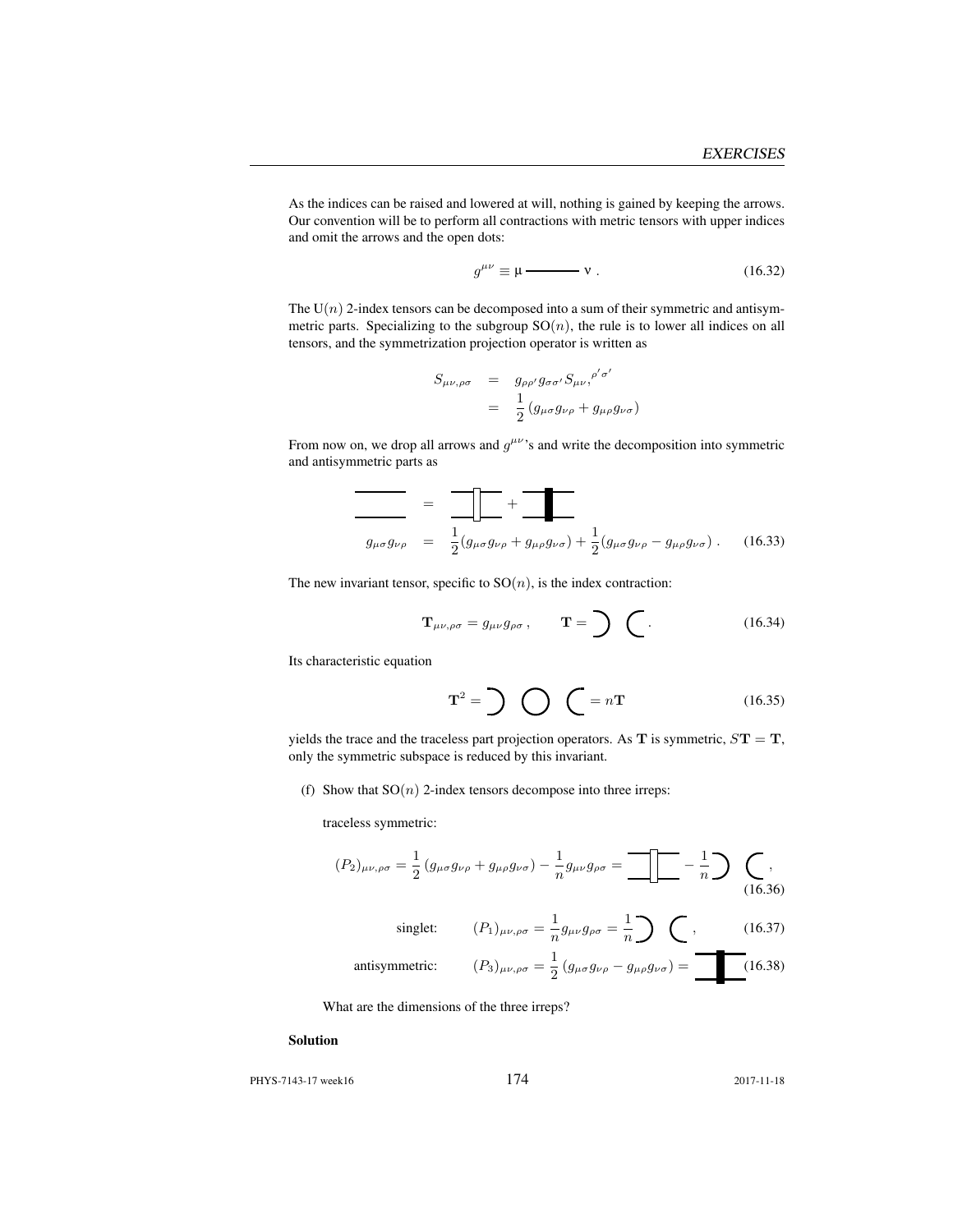As the indices can be raised and lowered at will, nothing is gained by keeping the arrows. Our convention will be to perform all contractions with metric tensors with upper indices and omit the arrows and the open dots:

$$g^{\mu\nu} \equiv \mu \text{———} \nu \,. \tag{16.32}$$

The $\mathrm{U}(n)$ 2-index tensors can be decomposed into a sum of their symmetric and antisymmetric parts. Specializing to the subgroup $\mathrm{SO}(n)$, the rule is to lower all indices on all tensors, and the symmetrization projection operator is written as

$$\begin{aligned} S_{\mu\nu,\rho\sigma} &= g_{\rho\rho'} g_{\sigma\sigma'} S_{\mu\nu,}{}^{\rho'\sigma'} \\ &= \frac{1}{2}\left(g_{\mu\sigma} g_{\nu\rho} + g_{\mu\rho} g_{\nu\sigma}\right) \end{aligned}$$

From now on, we drop all arrows and $g^{\mu\nu}$'s and write the decomposition into symmetric and antisymmetric parts as

$$g_{\mu\sigma} g_{\nu\rho} = \frac{1}{2}(g_{\mu\sigma} g_{\nu\rho} + g_{\mu\rho} g_{\nu\sigma}) + \frac{1}{2}(g_{\mu\sigma} g_{\nu\rho} - g_{\mu\rho} g_{\nu\sigma}) \,. \tag{16.33}$$

The new invariant tensor, specific to $\mathrm{SO}(n)$, is the index contraction:

$$\mathbf{T}_{\mu\nu,\rho\sigma} = g_{\mu\nu} g_{\rho\sigma} \,. \tag{16.34}$$

Its characteristic equation

$$\mathbf{T}^2 = n\mathbf{T} \tag{16.35}$$

yields the trace and the traceless part projection operators. As $\mathbf{T}$ is symmetric, $S\mathbf{T} = \mathbf{T}$, only the symmetric subspace is reduced by this invariant.

(f) Show that $\mathrm{SO}(n)$ 2-index tensors decompose into three irreps:

traceless symmetric:

$$(P_2)_{\mu\nu,\rho\sigma} = \frac{1}{2}\left(g_{\mu\sigma} g_{\nu\rho} + g_{\mu\rho} g_{\nu\sigma}\right) - \frac{1}{n} g_{\mu\nu} g_{\rho\sigma} \,, \tag{16.36}$$

singlet: $$(P_1)_{\mu\nu,\rho\sigma} = \frac{1}{n} g_{\mu\nu} g_{\rho\sigma} \,, \tag{16.37}$$

antisymmetric: $$(P_3)_{\mu\nu,\rho\sigma} = \frac{1}{2}\left(g_{\mu\sigma} g_{\nu\rho} - g_{\mu\rho} g_{\nu\sigma}\right) \tag{16.38}$$

What are the dimensions of the three irreps?

**Solution**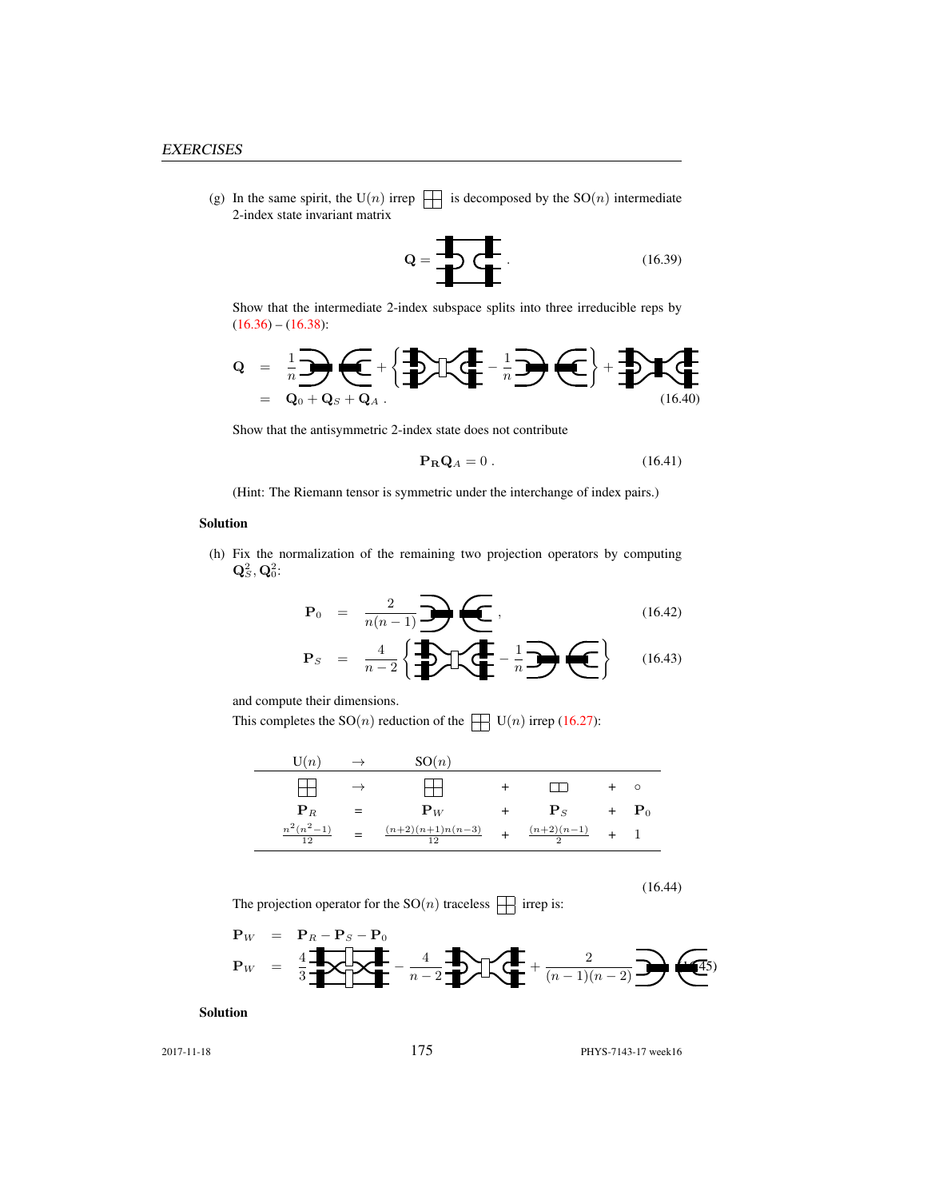(g) In the same spirit, the U($n$) irrep ⊞ is decomposed by the SO($n$) intermediate 2-index state invariant matrix

$$\mathbf{Q} = [\text{birdtrack diagram}] \,. \tag{16.39}$$

Show that the intermediate 2-index subspace splits into three irreducible reps by (16.36) – (16.38):

$$\begin{aligned}
\mathbf{Q} &= \frac{1}{n}[\text{diagram}] + \left\{ [\text{diagram}] - \frac{1}{n}[\text{diagram}] \right\} + [\text{diagram}] \\
&= \mathbf{Q}_0 + \mathbf{Q}_S + \mathbf{Q}_A \,.
\end{aligned} \tag{16.40}$$

Show that the antisymmetric 2-index state does not contribute

$$\mathbf{P_R Q}_A = 0 \,. \tag{16.41}$$

(Hint: The Riemann tensor is symmetric under the interchange of index pairs.)

**Solution**

(h) Fix the normalization of the remaining two projection operators by computing $\mathbf{Q}_S^2, \mathbf{Q}_0^2$:

$$\mathbf{P}_0 = \frac{2}{n(n-1)}[\text{diagram}] \,, \tag{16.42}$$

$$\mathbf{P}_S = \frac{4}{n-2}\left\{ [\text{diagram}] - \frac{1}{n}[\text{diagram}] \right\} \tag{16.43}$$

and compute their dimensions.

This completes the SO($n$) reduction of the ⊞ U($n$) irrep (16.27):

| U($n$) | $\rightarrow$ | SO($n$) | | | | |
|---|---|---|---|---|---|---|
| ⊞ | $\rightarrow$ | ⊞ | + | ▭▭ | + | $\circ$ |
| $\mathbf{P}_R$ | = | $\mathbf{P}_W$ | + | $\mathbf{P}_S$ | + | $\mathbf{P}_0$ |
| $\frac{n^2(n^2-1)}{12}$ | = | $\frac{(n+2)(n+1)n(n-3)}{12}$ | + | $\frac{(n+2)(n-1)}{2}$ | + | 1 |

(16.44)

The projection operator for the SO($n$) traceless ⊞ irrep is:

$$\begin{aligned}
\mathbf{P}_W &= \mathbf{P}_R - \mathbf{P}_S - \mathbf{P}_0 \\
\mathbf{P}_W &= \frac{4}{3}[\text{diagram}] - \frac{4}{n-2}[\text{diagram}] + \frac{2}{(n-1)(n-2)}[\text{diagram}]
\end{aligned} \tag{16.45}$$

**Solution**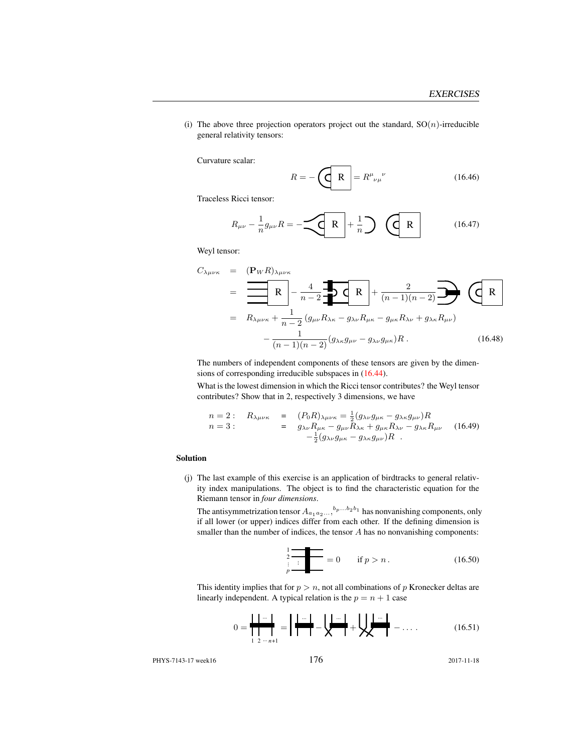(i) The above three projection operators project out the standard, SO($n$)-irreducible general relativity tensors:

Curvature scalar:

$$R = -\left(\text{[birdtrack]}\right) = R^{\mu}{}_{\nu\mu}{}^{\nu} \tag{16.46}$$

Traceless Ricci tensor:

$$R_{\mu\nu} - \frac{1}{n} g_{\mu\nu} R = -\text{[birdtrack]} + \frac{1}{n}\text{[birdtrack]} \tag{16.47}$$

Weyl tensor:

$$\begin{aligned}
C_{\lambda\mu\nu\kappa} &= (\mathbf{P}_W R)_{\lambda\mu\nu\kappa} \\
&= \text{[birdtrack]} - \frac{4}{n-2}\text{[birdtrack]} + \frac{2}{(n-1)(n-2)}\text{[birdtrack]} \\
&= R_{\lambda\mu\nu\kappa} + \frac{1}{n-2}\left(g_{\mu\nu}R_{\lambda\kappa} - g_{\lambda\nu}R_{\mu\kappa} - g_{\mu\kappa}R_{\lambda\nu} + g_{\lambda\kappa}R_{\mu\nu}\right) \\
&\quad - \frac{1}{(n-1)(n-2)}(g_{\lambda\kappa}g_{\mu\nu} - g_{\lambda\nu}g_{\mu\kappa})R\,.
\end{aligned} \tag{16.48}$$

The numbers of independent components of these tensors are given by the dimensions of corresponding irreducible subspaces in (16.44).

What is the lowest dimension in which the Ricci tensor contributes? the Weyl tensor contributes? Show that in 2, respectively 3 dimensions, we have

$$\begin{aligned}
n=2: \quad R_{\lambda\mu\nu\kappa} &= (P_0 R)_{\lambda\mu\nu\kappa} = \tfrac{1}{2}(g_{\lambda\nu}g_{\mu\kappa} - g_{\lambda\kappa}g_{\mu\nu})R \\
n=3: \quad \phantom{R_{\lambda\mu\nu\kappa}} &= g_{\lambda\nu}R_{\mu\kappa} - g_{\mu\nu}R_{\lambda\kappa} + g_{\mu\kappa}R_{\lambda\nu} - g_{\lambda\kappa}R_{\mu\nu} \\
&\quad -\tfrac{1}{2}(g_{\lambda\nu}g_{\mu\kappa} - g_{\lambda\kappa}g_{\mu\nu})R\,.
\end{aligned} \tag{16.49}$$

## Solution

(j) The last example of this exercise is an application of birdtracks to general relativity index manipulations. The object is to find the characteristic equation for the Riemann tensor in *four dimensions*.

The antisymmetrization tensor $A_{a_1 a_2 \ldots,}{}^{b_p \ldots b_2 b_1}$ has nonvanishing components, only if all lower (or upper) indices differ from each other. If the defining dimension is smaller than the number of indices, the tensor $A$ has no nonvanishing components:

$$\text{[birdtrack, lines } 1, 2, \ldots, p\text{]} = 0 \qquad \text{if } p > n\,. \tag{16.50}$$

This identity implies that for $p > n$, not all combinations of $p$ Kronecker deltas are linearly independent. A typical relation is the $p = n+1$ case

$$0 = \text{[birdtrack, lines } 1\ 2 \cdots n+1\text{]} = \text{[birdtrack]} - \text{[birdtrack]} + \text{[birdtrack]} - \ldots\,. \tag{16.51}$$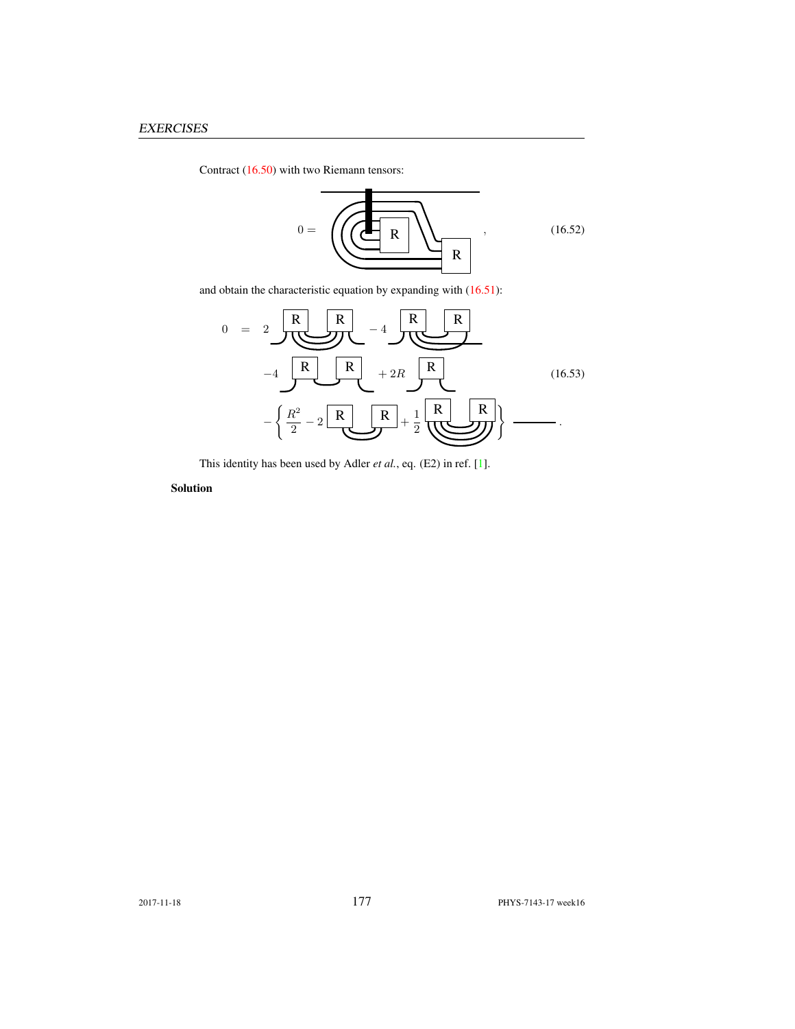Contract (16.50) with two Riemann tensors:

$$0 = \quad , \tag{16.52}$$

and obtain the characteristic equation by expanding with (16.51):

$$
\begin{aligned}
0 \;=\;& 2 \quad - 4 \\
& -4 \quad + 2R \\
& - \left\{ \frac{R^2}{2} - 2 \quad + \frac{1}{2} \right\} \quad .
\end{aligned}
\tag{16.53}
$$

This identity has been used by Adler *et al.*, eq. (E2) in ref. [1].

**Solution**